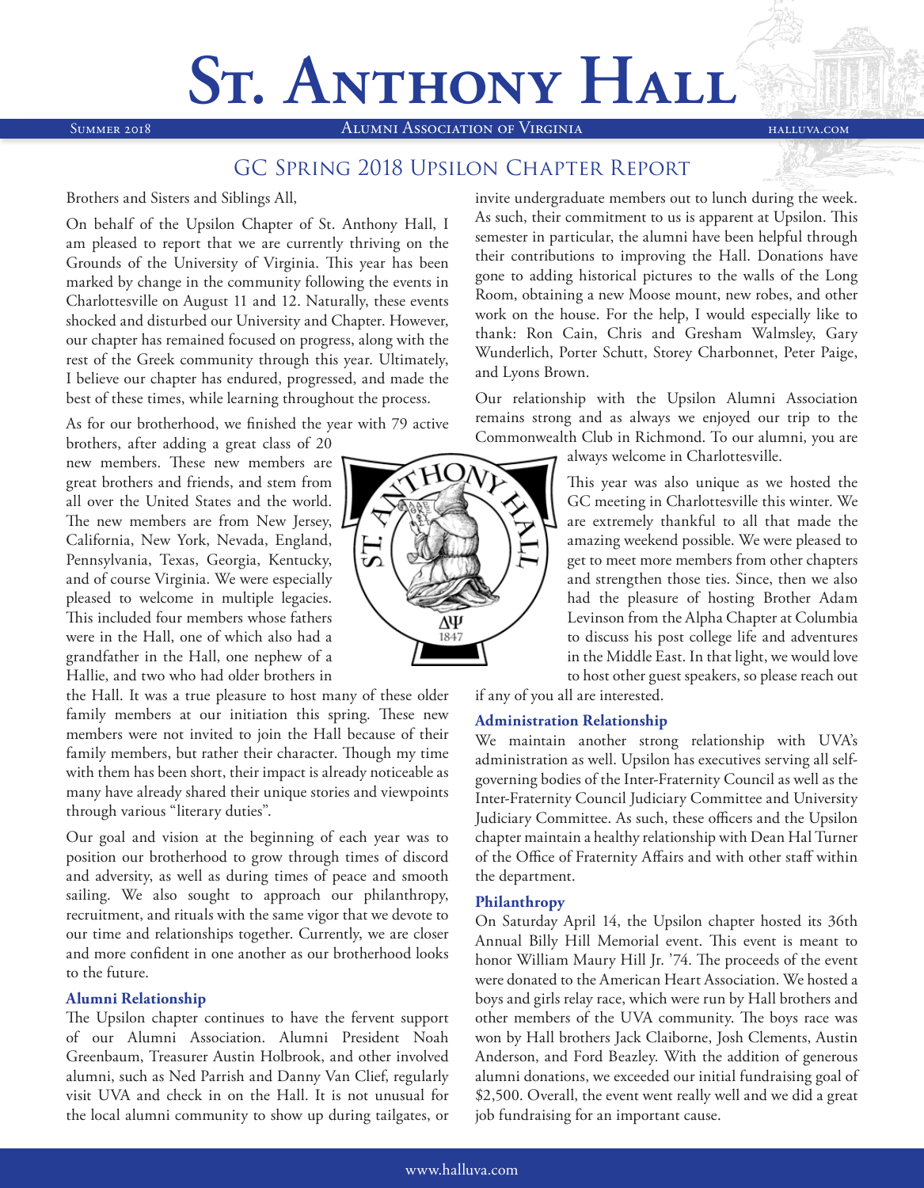# St. Anthony Hall

Summer 2018 | Alumni Association of Virginia | halluva.com

## GC Spring 2018 Upsilon Chapter Report

Brothers and Sisters and Siblings All,

On behalf of the Upsilon Chapter of St. Anthony Hall, I am pleased to report that we are currently thriving on the Grounds of the University of Virginia. This year has been marked by change in the community following the events in Charlottesville on August 11 and 12. Naturally, these events shocked and disturbed our University and Chapter. However, our chapter has remained focused on progress, along with the rest of the Greek community through this year. Ultimately, I believe our chapter has endured, progressed, and made the best of these times, while learning throughout the process.

As for our brotherhood, we finished the year with 79 active brothers, after adding a great class of 20 new members. These new members are great brothers and friends, and stem from all over the United States and the world. The new members are from New Jersey, California, New York, Nevada, England, Pennsylvania, Texas, Georgia, Kentucky, and of course Virginia. We were especially pleased to welcome in multiple legacies. This included four members whose fathers were in the Hall, one of which also had a grandfather in the Hall, one nephew of a Hallie, and two who had older brothers in the Hall. It was a true pleasure to host many of these older family members at our initiation this spring. These new members were not invited to join the Hall because of their family members, but rather their character. Though my time with them has been short, their impact is already noticeable as many have already shared their unique stories and viewpoints through various "literary duties".

Our goal and vision at the beginning of each year was to position our brotherhood to grow through times of discord and adversity, as well as during times of peace and smooth sailing. We also sought to approach our philanthropy, recruitment, and rituals with the same vigor that we devote to our time and relationships together. Currently, we are closer and more confident in one another as our brotherhood looks to the future.

### Alumni Relationship

The Upsilon chapter continues to have the fervent support of our Alumni Association. Alumni President Noah Greenbaum, Treasurer Austin Holbrook, and other involved alumni, such as Ned Parrish and Danny Van Clief, regularly visit UVA and check in on the Hall. It is not unusual for the local alumni community to show up during tailgates, or invite undergraduate members out to lunch during the week. As such, their commitment to us is apparent at Upsilon. This semester in particular, the alumni have been helpful through their contributions to improving the Hall. Donations have gone to adding historical pictures to the walls of the Long Room, obtaining a new Moose mount, new robes, and other work on the house. For the help, I would especially like to thank: Ron Cain, Chris and Gresham Walmsley, Gary Wunderlich, Porter Schutt, Storey Charbonnet, Peter Paige, and Lyons Brown.

Our relationship with the Upsilon Alumni Association remains strong and as always we enjoyed our trip to the Commonwealth Club in Richmond. To our alumni, you are always welcome in Charlottesville.

This year was also unique as we hosted the GC meeting in Charlottesville this winter. We are extremely thankful to all that made the amazing weekend possible. We were pleased to get to meet more members from other chapters and strengthen those ties. Since, then we also had the pleasure of hosting Brother Adam Levinson from the Alpha Chapter at Columbia to discuss his post college life and adventures in the Middle East. In that light, we would love to host other guest speakers, so please reach out if any of you all are interested.

### Administration Relationship

We maintain another strong relationship with UVA's administration as well. Upsilon has executives serving all self-governing bodies of the Inter-Fraternity Council as well as the Inter-Fraternity Council Judiciary Committee and University Judiciary Committee. As such, these officers and the Upsilon chapter maintain a healthy relationship with Dean Hal Turner of the Office of Fraternity Affairs and with other staff within the department.

### Philanthropy

On Saturday April 14, the Upsilon chapter hosted its 36th Annual Billy Hill Memorial event. This event is meant to honor William Maury Hill Jr. '74. The proceeds of the event were donated to the American Heart Association. We hosted a boys and girls relay race, which were run by Hall brothers and other members of the UVA community. The boys race was won by Hall brothers Jack Claiborne, Josh Clements, Austin Anderson, and Ford Beazley. With the addition of generous alumni donations, we exceeded our initial fundraising goal of $2,500. Overall, the event went really well and we did a great job fundraising for an important cause.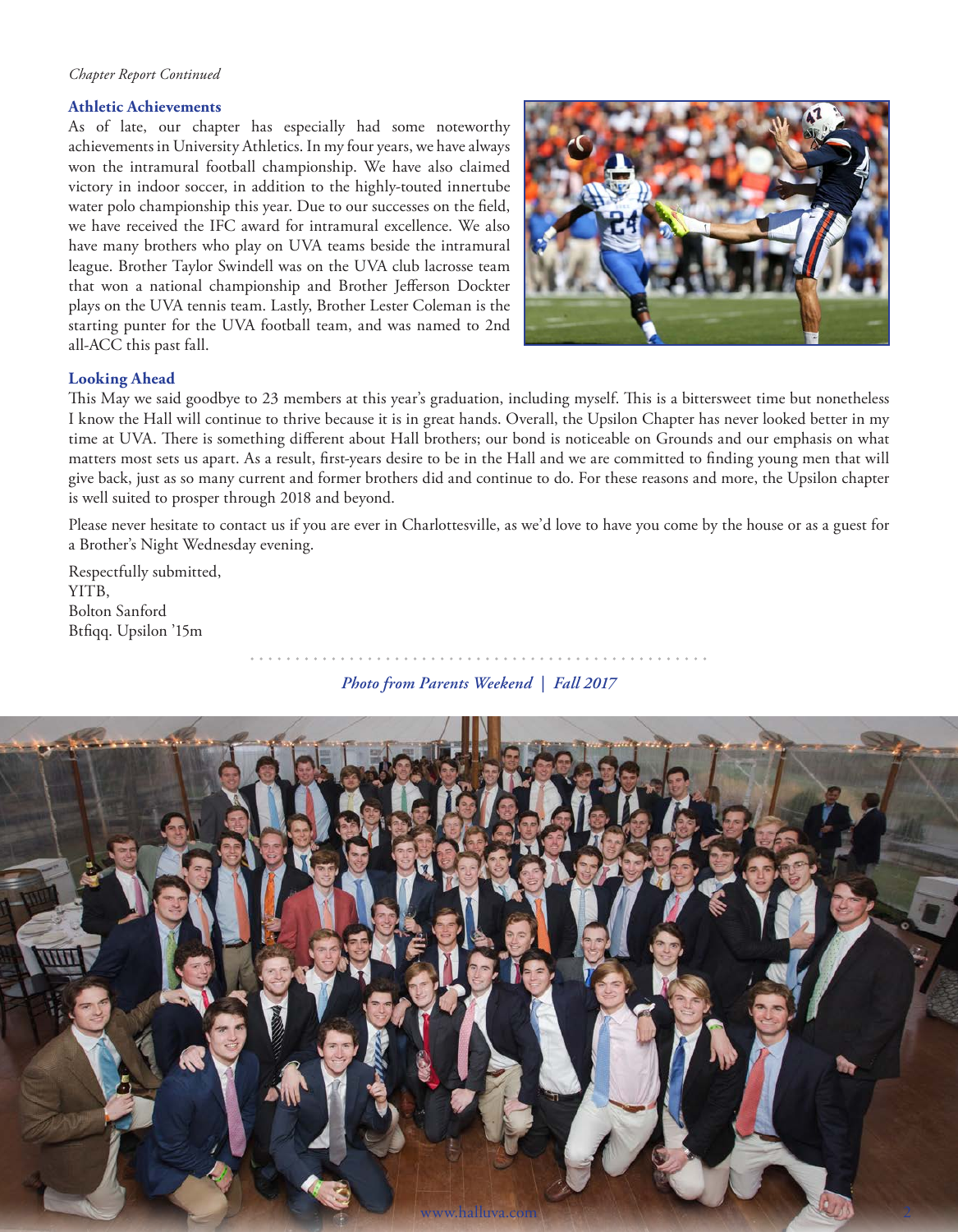*Chapter Report Continued*

### Athletic Achievements

As of late, our chapter has especially had some noteworthy achievements in University Athletics. In my four years, we have always won the intramural football championship. We have also claimed victory in indoor soccer, in addition to the highly-touted innertube water polo championship this year. Due to our successes on the field, we have received the IFC award for intramural excellence. We also have many brothers who play on UVA teams beside the intramural league. Brother Taylor Swindell was on the UVA club lacrosse team that won a national championship and Brother Jefferson Dockter plays on the UVA tennis team. Lastly, Brother Lester Coleman is the starting punter for the UVA football team, and was named to 2nd all-ACC this past fall.

### Looking Ahead

This May we said goodbye to 23 members at this year's graduation, including myself. This is a bittersweet time but nonetheless I know the Hall will continue to thrive because it is in great hands. Overall, the Upsilon Chapter has never looked better in my time at UVA. There is something different about Hall brothers; our bond is noticeable on Grounds and our emphasis on what matters most sets us apart. As a result, first-years desire to be in the Hall and we are committed to finding young men that will give back, just as so many current and former brothers did and continue to do. For these reasons and more, the Upsilon chapter is well suited to prosper through 2018 and beyond.

Please never hesitate to contact us if you are ever in Charlottesville, as we'd love to have you come by the house or as a guest for a Brother's Night Wednesday evening.

Respectfully submitted,
YITB,
Bolton Sanford
Btfiqq. Upsilon '15m

***Photo from Parents Weekend | Fall 2017***

www.halluva.com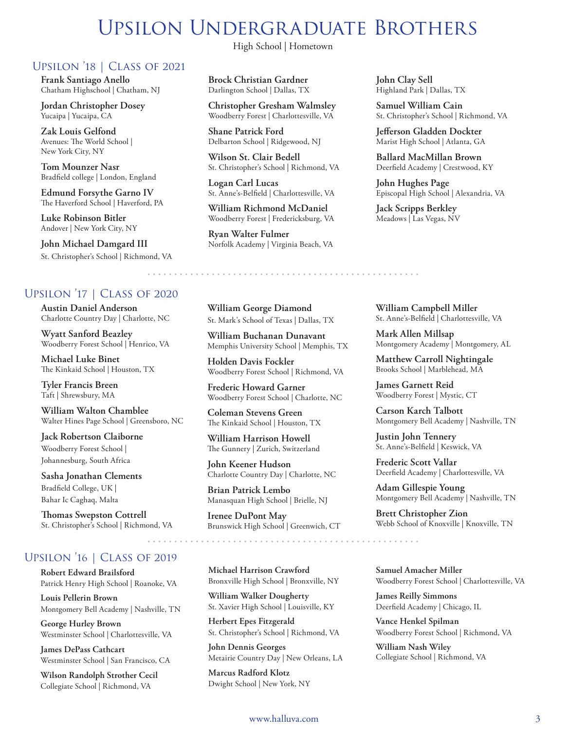# Upsilon Undergraduate Brothers

High School | Hometown

## Upsilon '18 | Class of 2021

**Frank Santiago Anello**
Chatham Highschool | Chatham, NJ

**Jordan Christopher Dosey**
Yucaipa | Yucaipa, CA

**Zak Louis Gelfond**
Avenues: The World School | New York City, NY

**Tom Mounzer Nasr**
Bradfield college | London, England

**Edmund Forsythe Garno IV**
The Haverford School | Haverford, PA

**Luke Robinson Bitler**
Andover | New York City, NY

**John Michael Damgard III**
St. Christopher's School | Richmond, VA

**Brock Christian Gardner**
Darlington School | Dallas, TX

**Christopher Gresham Walmsley**
Woodberry Forest | Charlottesville, VA

**Shane Patrick Ford**
Delbarton School | Ridgewood, NJ

**Wilson St. Clair Bedell**
St. Christopher's School | Richmond, VA

**Logan Carl Lucas**
St. Anne's-Belfield | Charlottesville, VA

**William Richmond McDaniel**
Woodberry Forest | Fredericksburg, VA

**Ryan Walter Fulmer**
Norfolk Academy | Virginia Beach, VA

**John Clay Sell**
Highland Park | Dallas, TX

**Samuel William Cain**
St. Christopher's School | Richmond, VA

**Jefferson Gladden Dockter**
Marist High School | Atlanta, GA

**Ballard MacMillan Brown**
Deerfield Academy | Crestwood, KY

**John Hughes Page**
Episcopal High School | Alexandria, VA

**Jack Scripps Berkley**
Meadows | Las Vegas, NV

## Upsilon '17 | Class of 2020

**Austin Daniel Anderson**
Charlotte Country Day | Charlotte, NC

**Wyatt Sanford Beazley**
Woodberry Forest School | Henrico, VA

**Michael Luke Binet**
The Kinkaid School | Houston, TX

**Tyler Francis Breen**
Taft | Shrewsbury, MA

**William Walton Chamblee**
Walter Hines Page School | Greensboro, NC

**Jack Robertson Claiborne**
Woodberry Forest School | Johannesburg, South Africa

**Sasha Jonathan Clements**
Bradfield College, UK | Bahar Ic Caghaq, Malta

**Thomas Swepston Cottrell**
St. Christopher's School | Richmond, VA

**William George Diamond**
St. Mark's School of Texas | Dallas, TX

**William Buchanan Dunavant**
Memphis University School | Memphis, TX

**Holden Davis Fockler**
Woodberry Forest School | Richmond, VA

**Frederic Howard Garner**
Woodberry Forest School | Charlotte, NC

**Coleman Stevens Green**
The Kinkaid School | Houston, TX

**William Harrison Howell**
The Gunnery | Zurich, Switzerland

**John Keener Hudson**
Charlotte Country Day | Charlotte, NC

**Brian Patrick Lembo**
Manasquan High School | Brielle, NJ

**Irenee DuPont May**
Brunswick High School | Greenwich, CT

**William Campbell Miller**
St. Anne's-Belfield | Charlottesville, VA

**Mark Allen Millsap**
Montgomery Academy | Montgomery, AL

**Matthew Carroll Nightingale**
Brooks School | Marblehead, MA

**James Garnett Reid**
Woodberry Forest | Mystic, CT

**Carson Karch Talbott**
Montgomery Bell Academy | Nashville, TN

**Justin John Tennery**
St. Anne's-Belfield | Keswick, VA

**Frederic Scott Vallar**
Deerfield Academy | Charlottesville, VA

**Adam Gillespie Young**
Montgomery Bell Academy | Nashville, TN

**Brett Christopher Zion**
Webb School of Knoxville | Knoxville, TN

## Upsilon '16 | Class of 2019

**Robert Edward Brailsford**
Patrick Henry High School | Roanoke, VA

**Louis Pellerin Brown**
Montgomery Bell Academy | Nashville, TN

**George Hurley Brown**
Westminster School | Charlottesville, VA

**James DePass Cathcart**
Westminster School | San Francisco, CA

**Wilson Randolph Strother Cecil**
Collegiate School | Richmond, VA

**Michael Harrison Crawford**
Bronxville High School | Bronxville, NY

**William Walker Dougherty**
St. Xavier High School | Louisville, KY

**Herbert Epes Fitzgerald**
St. Christopher's School | Richmond, VA

**John Dennis Georges**
Metairie Country Day | New Orleans, LA

**Marcus Radford Klotz**
Dwight School | New York, NY

**Samuel Amacher Miller**
Woodberry Forest School | Charlottesville, VA

**James Reilly Simmons**
Deerfield Academy | Chicago, IL

**Vance Henkel Spilman**
Woodberry Forest School | Richmond, VA

**William Nash Wiley**
Collegiate School | Richmond, VA

www.halluva.com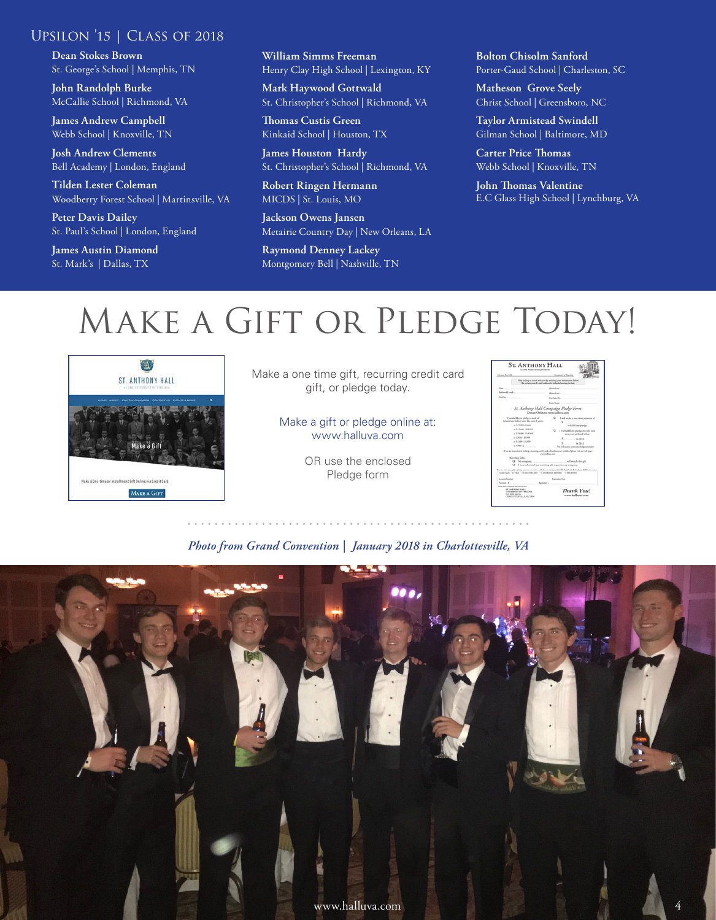## Upsilon '15 | Class of 2018

**Dean Stokes Brown**
St. George's School | Memphis, TN

**John Randolph Burke**
McCallie School | Richmond, VA

**James Andrew Campbell**
Webb School | Knoxville, TN

**Josh Andrew Clements**
Bell Academy | London, England

**Tilden Lester Coleman**
Woodberry Forest School | Martinsville, VA

**Peter Davis Dailey**
St. Paul's School | London, England

**James Austin Diamond**
St. Mark's | Dallas, TX

**William Simms Freeman**
Henry Clay High School | Lexington, KY

**Mark Haywood Gottwald**
St. Christopher's School | Richmond, VA

**Thomas Custis Green**
Kinkaid School | Houston, TX

**James Houston Hardy**
St. Christopher's School | Richmond, VA

**Robert Ringen Hermann**
MICDS | St. Louis, MO

**Jackson Owens Jansen**
Metairie Country Day | New Orleans, LA

**Raymond Denney Lackey**
Montgomery Bell | Nashville, TN

**Bolton Chisolm Sanford**
Porter-Gaud School | Charleston, SC

**Matheson Grove Seely**
Christ School | Greensboro, NC

**Taylor Armistead Swindell**
Gilman School | Baltimore, MD

**Carter Price Thomas**
Webb School | Knoxville, TN

**John Thomas Valentine**
E.C Glass High School | Lynchburg, VA

# Make a Gift or Pledge Today!

Make a one time gift, recurring credit card gift, or pledge today.

Make a gift or pledge online at:
www.halluva.com

OR use the enclosed Pledge form

*Photo from Grand Convention | January 2018 in Charlottesville, VA*